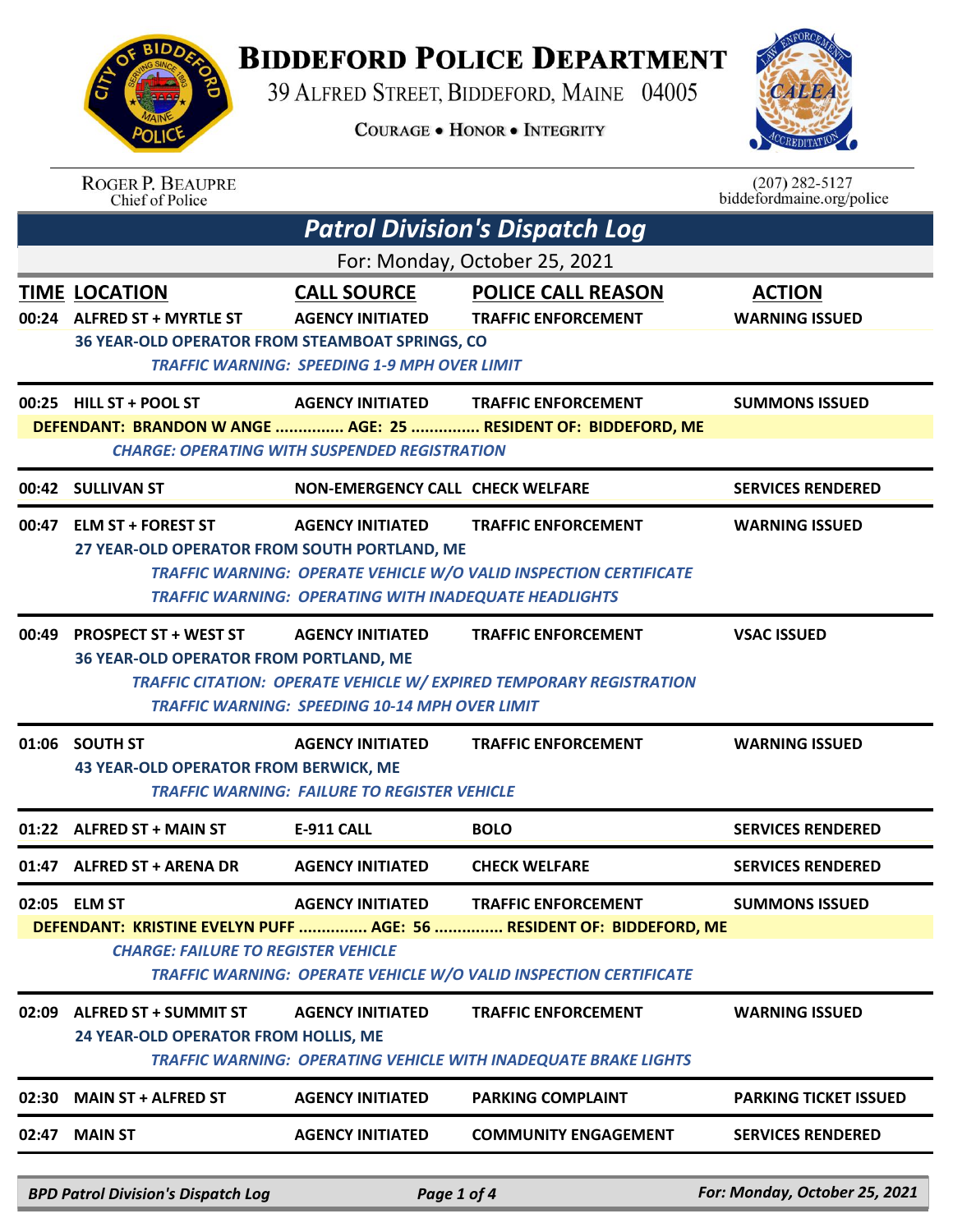# Biddeford Police Department

39 Alfred Street, Biddeford, Maine 04005

Courage • Honor • Integrity

Roger P. Beaupre
Chief of Police

(207) 282-5127
biddefordmaine.org/police

## Patrol Division's Dispatch Log

For: Monday, October 25, 2021

| TIME | LOCATION | CALL SOURCE | POLICE CALL REASON | ACTION |
|---|---|---|---|---|
| 00:24 | ALFRED ST + MYRTLE ST | AGENCY INITIATED | TRAFFIC ENFORCEMENT | WARNING ISSUED |
| | 36 YEAR-OLD OPERATOR FROM STEAMBOAT SPRINGS, CO | | | |
| | *TRAFFIC WARNING: SPEEDING 1-9 MPH OVER LIMIT* | | | |
| 00:25 | HILL ST + POOL ST | AGENCY INITIATED | TRAFFIC ENFORCEMENT | SUMMONS ISSUED |
| | DEFENDANT: BRANDON W ANGE ............... AGE: 25 ............... RESIDENT OF: BIDDEFORD, ME | | | |
| | *CHARGE: OPERATING WITH SUSPENDED REGISTRATION* | | | |
| 00:42 | SULLIVAN ST | NON-EMERGENCY CALL | CHECK WELFARE | SERVICES RENDERED |
| 00:47 | ELM ST + FOREST ST | AGENCY INITIATED | TRAFFIC ENFORCEMENT | WARNING ISSUED |
| | 27 YEAR-OLD OPERATOR FROM SOUTH PORTLAND, ME | | | |
| | *TRAFFIC WARNING: OPERATE VEHICLE W/O VALID INSPECTION CERTIFICATE* | | | |
| | *TRAFFIC WARNING: OPERATING WITH INADEQUATE HEADLIGHTS* | | | |
| 00:49 | PROSPECT ST + WEST ST | AGENCY INITIATED | TRAFFIC ENFORCEMENT | VSAC ISSUED |
| | 36 YEAR-OLD OPERATOR FROM PORTLAND, ME | | | |
| | *TRAFFIC CITATION: OPERATE VEHICLE W/ EXPIRED TEMPORARY REGISTRATION* | | | |
| | *TRAFFIC WARNING: SPEEDING 10-14 MPH OVER LIMIT* | | | |
| 01:06 | SOUTH ST | AGENCY INITIATED | TRAFFIC ENFORCEMENT | WARNING ISSUED |
| | 43 YEAR-OLD OPERATOR FROM BERWICK, ME | | | |
| | *TRAFFIC WARNING: FAILURE TO REGISTER VEHICLE* | | | |
| 01:22 | ALFRED ST + MAIN ST | E-911 CALL | BOLO | SERVICES RENDERED |
| 01:47 | ALFRED ST + ARENA DR | AGENCY INITIATED | CHECK WELFARE | SERVICES RENDERED |
| 02:05 | ELM ST | AGENCY INITIATED | TRAFFIC ENFORCEMENT | SUMMONS ISSUED |
| | DEFENDANT: KRISTINE EVELYN PUFF ............... AGE: 56 ............... RESIDENT OF: BIDDEFORD, ME | | | |
| | *CHARGE: FAILURE TO REGISTER VEHICLE* | | | |
| | *TRAFFIC WARNING: OPERATE VEHICLE W/O VALID INSPECTION CERTIFICATE* | | | |
| 02:09 | ALFRED ST + SUMMIT ST | AGENCY INITIATED | TRAFFIC ENFORCEMENT | WARNING ISSUED |
| | 24 YEAR-OLD OPERATOR FROM HOLLIS, ME | | | |
| | *TRAFFIC WARNING: OPERATING VEHICLE WITH INADEQUATE BRAKE LIGHTS* | | | |
| 02:30 | MAIN ST + ALFRED ST | AGENCY INITIATED | PARKING COMPLAINT | PARKING TICKET ISSUED |
| 02:47 | MAIN ST | AGENCY INITIATED | COMMUNITY ENGAGEMENT | SERVICES RENDERED |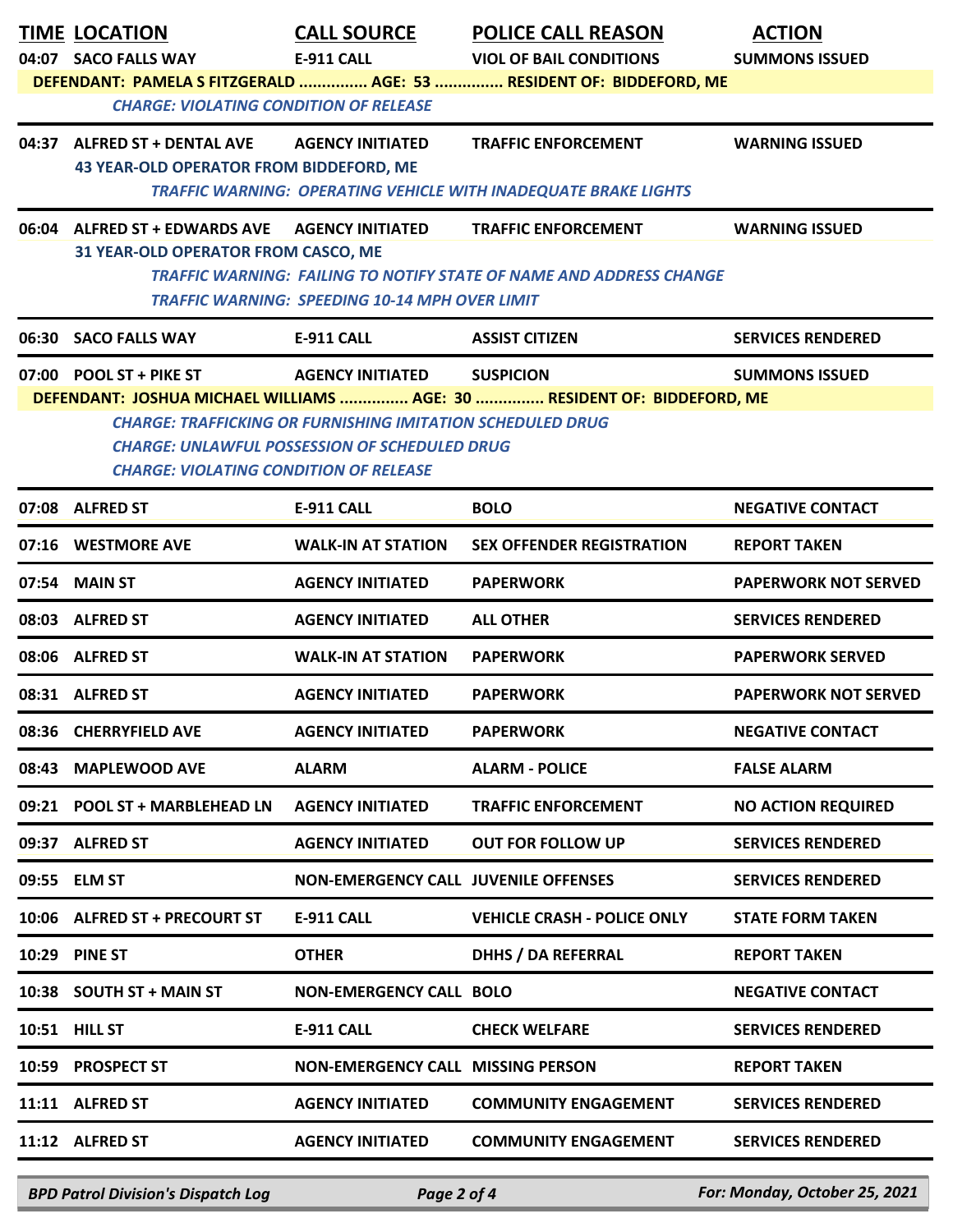| TIME | LOCATION | CALL SOURCE | POLICE CALL REASON | ACTION |
|---|---|---|---|---|
| 04:07 | SACO FALLS WAY | E-911 CALL | VIOL OF BAIL CONDITIONS | SUMMONS ISSUED |
| DEFENDANT: PAMELA S FITZGERALD ............... AGE: 53 ............... RESIDENT OF: BIDDEFORD, ME | | | | |
| *CHARGE: VIOLATING CONDITION OF RELEASE* | | | | |
| 04:37 | ALFRED ST + DENTAL AVE | AGENCY INITIATED | TRAFFIC ENFORCEMENT | WARNING ISSUED |
| | 43 YEAR-OLD OPERATOR FROM BIDDEFORD, ME | | | |
| | *TRAFFIC WARNING: OPERATING VEHICLE WITH INADEQUATE BRAKE LIGHTS* | | | |
| 06:04 | ALFRED ST + EDWARDS AVE | AGENCY INITIATED | TRAFFIC ENFORCEMENT | WARNING ISSUED |
| | 31 YEAR-OLD OPERATOR FROM CASCO, ME | | | |
| | *TRAFFIC WARNING: FAILING TO NOTIFY STATE OF NAME AND ADDRESS CHANGE* | | | |
| | *TRAFFIC WARNING: SPEEDING 10-14 MPH OVER LIMIT* | | | |
| 06:30 | SACO FALLS WAY | E-911 CALL | ASSIST CITIZEN | SERVICES RENDERED |
| 07:00 | POOL ST + PIKE ST | AGENCY INITIATED | SUSPICION | SUMMONS ISSUED |
| DEFENDANT: JOSHUA MICHAEL WILLIAMS ............... AGE: 30 ............... RESIDENT OF: BIDDEFORD, ME | | | | |
| *CHARGE: TRAFFICKING OR FURNISHING IMITATION SCHEDULED DRUG* | | | | |
| *CHARGE: UNLAWFUL POSSESSION OF SCHEDULED DRUG* | | | | |
| *CHARGE: VIOLATING CONDITION OF RELEASE* | | | | |
| 07:08 | ALFRED ST | E-911 CALL | BOLO | NEGATIVE CONTACT |
| 07:16 | WESTMORE AVE | WALK-IN AT STATION | SEX OFFENDER REGISTRATION | REPORT TAKEN |
| 07:54 | MAIN ST | AGENCY INITIATED | PAPERWORK | PAPERWORK NOT SERVED |
| 08:03 | ALFRED ST | AGENCY INITIATED | ALL OTHER | SERVICES RENDERED |
| 08:06 | ALFRED ST | WALK-IN AT STATION | PAPERWORK | PAPERWORK SERVED |
| 08:31 | ALFRED ST | AGENCY INITIATED | PAPERWORK | PAPERWORK NOT SERVED |
| 08:36 | CHERRYFIELD AVE | AGENCY INITIATED | PAPERWORK | NEGATIVE CONTACT |
| 08:43 | MAPLEWOOD AVE | ALARM | ALARM - POLICE | FALSE ALARM |
| 09:21 | POOL ST + MARBLEHEAD LN | AGENCY INITIATED | TRAFFIC ENFORCEMENT | NO ACTION REQUIRED |
| 09:37 | ALFRED ST | AGENCY INITIATED | OUT FOR FOLLOW UP | SERVICES RENDERED |
| 09:55 | ELM ST | NON-EMERGENCY CALL | JUVENILE OFFENSES | SERVICES RENDERED |
| 10:06 | ALFRED ST + PRECOURT ST | E-911 CALL | VEHICLE CRASH - POLICE ONLY | STATE FORM TAKEN |
| 10:29 | PINE ST | OTHER | DHHS / DA REFERRAL | REPORT TAKEN |
| 10:38 | SOUTH ST + MAIN ST | NON-EMERGENCY CALL | BOLO | NEGATIVE CONTACT |
| 10:51 | HILL ST | E-911 CALL | CHECK WELFARE | SERVICES RENDERED |
| 10:59 | PROSPECT ST | NON-EMERGENCY CALL | MISSING PERSON | REPORT TAKEN |
| 11:11 | ALFRED ST | AGENCY INITIATED | COMMUNITY ENGAGEMENT | SERVICES RENDERED |
| 11:12 | ALFRED ST | AGENCY INITIATED | COMMUNITY ENGAGEMENT | SERVICES RENDERED |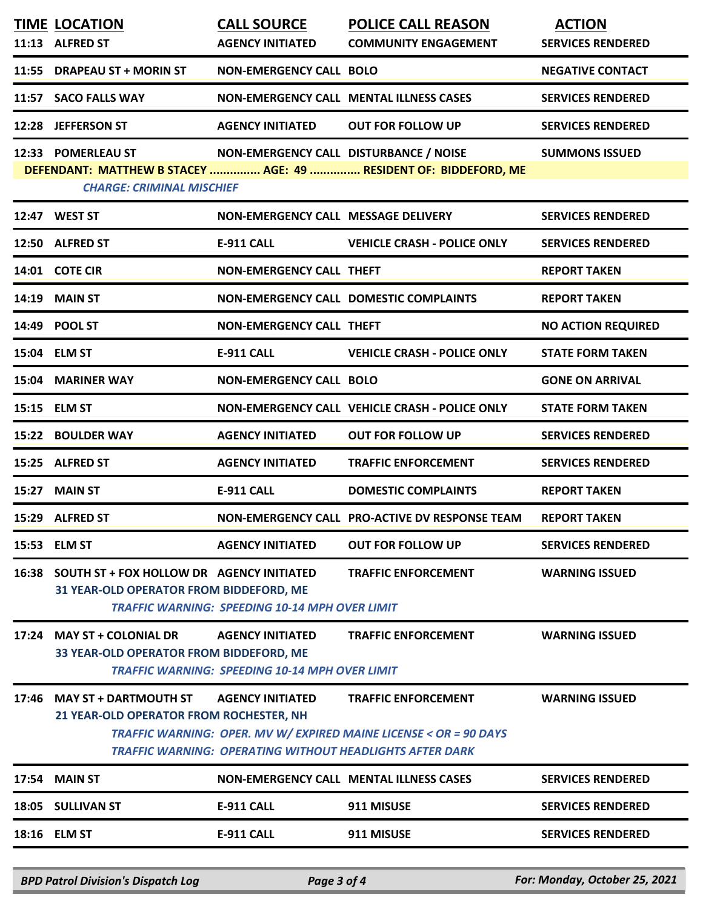| TIME | LOCATION | CALL SOURCE | POLICE CALL REASON | ACTION |
|---|---|---|---|---|
| 11:13 | ALFRED ST | AGENCY INITIATED | COMMUNITY ENGAGEMENT | SERVICES RENDERED |
| 11:55 | DRAPEAU ST + MORIN ST | NON-EMERGENCY CALL | BOLO | NEGATIVE CONTACT |
| 11:57 | SACO FALLS WAY | NON-EMERGENCY CALL | MENTAL ILLNESS CASES | SERVICES RENDERED |
| 12:28 | JEFFERSON ST | AGENCY INITIATED | OUT FOR FOLLOW UP | SERVICES RENDERED |
| 12:33 | POMERLEAU ST | NON-EMERGENCY CALL | DISTURBANCE / NOISE | SUMMONS ISSUED |
| | DEFENDANT: MATTHEW B STACEY ............... AGE: 49 ............... RESIDENT OF: BIDDEFORD, ME | | | |
| | *CHARGE: CRIMINAL MISCHIEF* | | | |
| 12:47 | WEST ST | NON-EMERGENCY CALL | MESSAGE DELIVERY | SERVICES RENDERED |
| 12:50 | ALFRED ST | E-911 CALL | VEHICLE CRASH - POLICE ONLY | SERVICES RENDERED |
| 14:01 | COTE CIR | NON-EMERGENCY CALL | THEFT | REPORT TAKEN |
| 14:19 | MAIN ST | NON-EMERGENCY CALL | DOMESTIC COMPLAINTS | REPORT TAKEN |
| 14:49 | POOL ST | NON-EMERGENCY CALL | THEFT | NO ACTION REQUIRED |
| 15:04 | ELM ST | E-911 CALL | VEHICLE CRASH - POLICE ONLY | STATE FORM TAKEN |
| 15:04 | MARINER WAY | NON-EMERGENCY CALL | BOLO | GONE ON ARRIVAL |
| 15:15 | ELM ST | NON-EMERGENCY CALL | VEHICLE CRASH - POLICE ONLY | STATE FORM TAKEN |
| 15:22 | BOULDER WAY | AGENCY INITIATED | OUT FOR FOLLOW UP | SERVICES RENDERED |
| 15:25 | ALFRED ST | AGENCY INITIATED | TRAFFIC ENFORCEMENT | SERVICES RENDERED |
| 15:27 | MAIN ST | E-911 CALL | DOMESTIC COMPLAINTS | REPORT TAKEN |
| 15:29 | ALFRED ST | NON-EMERGENCY CALL | PRO-ACTIVE DV RESPONSE TEAM | REPORT TAKEN |
| 15:53 | ELM ST | AGENCY INITIATED | OUT FOR FOLLOW UP | SERVICES RENDERED |
| 16:38 | SOUTH ST + FOX HOLLOW DR | AGENCY INITIATED | TRAFFIC ENFORCEMENT | WARNING ISSUED |
| | 31 YEAR-OLD OPERATOR FROM BIDDEFORD, ME | | | |
| | *TRAFFIC WARNING: SPEEDING 10-14 MPH OVER LIMIT* | | | |
| 17:24 | MAY ST + COLONIAL DR | AGENCY INITIATED | TRAFFIC ENFORCEMENT | WARNING ISSUED |
| | 33 YEAR-OLD OPERATOR FROM BIDDEFORD, ME | | | |
| | *TRAFFIC WARNING: SPEEDING 10-14 MPH OVER LIMIT* | | | |
| 17:46 | MAY ST + DARTMOUTH ST | AGENCY INITIATED | TRAFFIC ENFORCEMENT | WARNING ISSUED |
| | 21 YEAR-OLD OPERATOR FROM ROCHESTER, NH | | | |
| | *TRAFFIC WARNING: OPER. MV W/ EXPIRED MAINE LICENSE < OR = 90 DAYS* | | | |
| | *TRAFFIC WARNING: OPERATING WITHOUT HEADLIGHTS AFTER DARK* | | | |
| 17:54 | MAIN ST | NON-EMERGENCY CALL | MENTAL ILLNESS CASES | SERVICES RENDERED |
| 18:05 | SULLIVAN ST | E-911 CALL | 911 MISUSE | SERVICES RENDERED |
| 18:16 | ELM ST | E-911 CALL | 911 MISUSE | SERVICES RENDERED |

*BPD Patrol Division's Dispatch Log* — *For: Monday, October 25, 2021*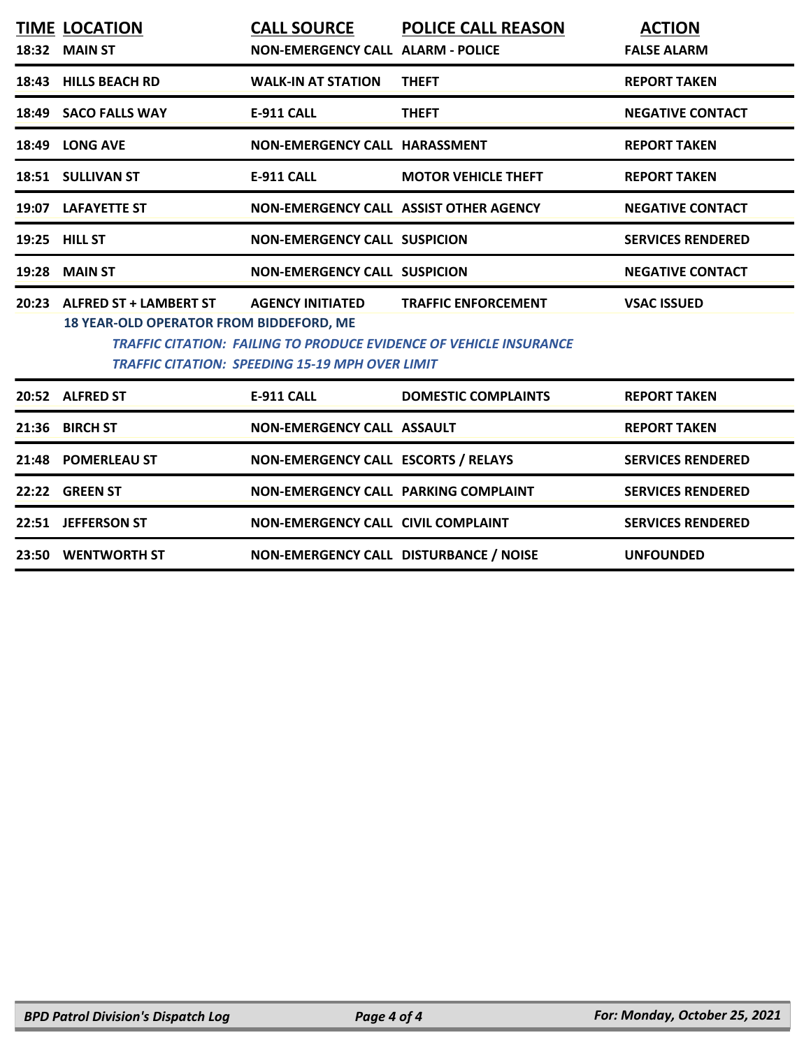| TIME | LOCATION | CALL SOURCE | POLICE CALL REASON | ACTION |
|---|---|---|---|---|
| 18:32 | MAIN ST | NON-EMERGENCY CALL | ALARM - POLICE | FALSE ALARM |
| 18:43 | HILLS BEACH RD | WALK-IN AT STATION | THEFT | REPORT TAKEN |
| 18:49 | SACO FALLS WAY | E-911 CALL | THEFT | NEGATIVE CONTACT |
| 18:49 | LONG AVE | NON-EMERGENCY CALL | HARASSMENT | REPORT TAKEN |
| 18:51 | SULLIVAN ST | E-911 CALL | MOTOR VEHICLE THEFT | REPORT TAKEN |
| 19:07 | LAFAYETTE ST | NON-EMERGENCY CALL | ASSIST OTHER AGENCY | NEGATIVE CONTACT |
| 19:25 | HILL ST | NON-EMERGENCY CALL | SUSPICION | SERVICES RENDERED |
| 19:28 | MAIN ST | NON-EMERGENCY CALL | SUSPICION | NEGATIVE CONTACT |
| 20:23 | ALFRED ST + LAMBERT ST | AGENCY INITIATED | TRAFFIC ENFORCEMENT | VSAC ISSUED |
| | 18 YEAR-OLD OPERATOR FROM BIDDEFORD, ME | | | |
| | *TRAFFIC CITATION: FAILING TO PRODUCE EVIDENCE OF VEHICLE INSURANCE* | | | |
| | *TRAFFIC CITATION: SPEEDING 15-19 MPH OVER LIMIT* | | | |
| 20:52 | ALFRED ST | E-911 CALL | DOMESTIC COMPLAINTS | REPORT TAKEN |
| 21:36 | BIRCH ST | NON-EMERGENCY CALL | ASSAULT | REPORT TAKEN |
| 21:48 | POMERLEAU ST | NON-EMERGENCY CALL | ESCORTS / RELAYS | SERVICES RENDERED |
| 22:22 | GREEN ST | NON-EMERGENCY CALL | PARKING COMPLAINT | SERVICES RENDERED |
| 22:51 | JEFFERSON ST | NON-EMERGENCY CALL | CIVIL COMPLAINT | SERVICES RENDERED |
| 23:50 | WENTWORTH ST | NON-EMERGENCY CALL | DISTURBANCE / NOISE | UNFOUNDED |